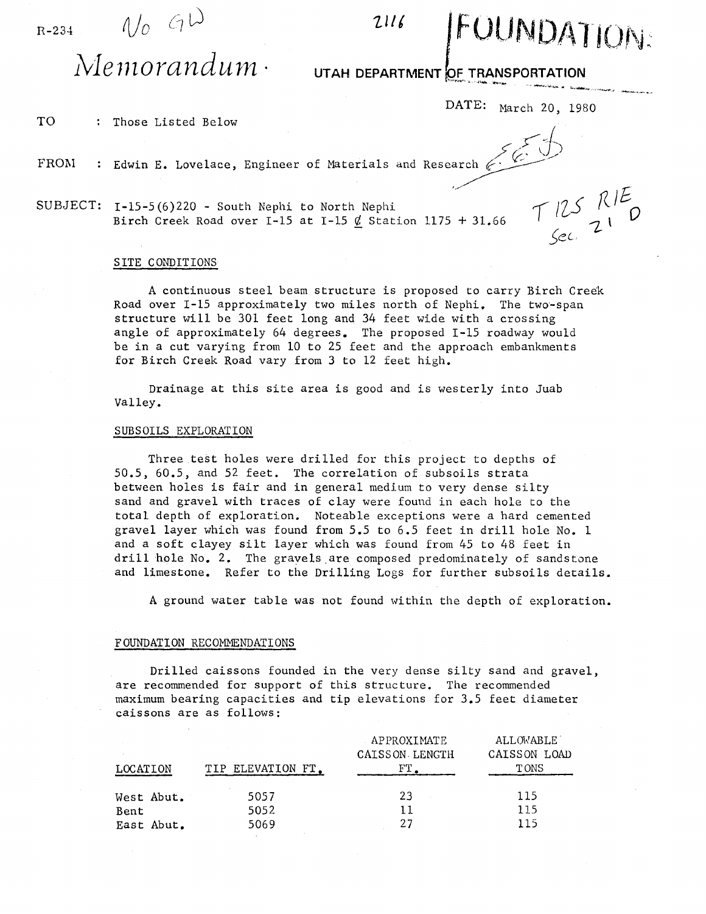R-234 No GW 2116 **FOUNDATION**

# *Memorandum*

**UTAH DEPARTMENT OF TRANSPORTATION**

DATE: March 20, 1980

TO : Those Listed Below

FROM : Edwin E. Lovelace, Engineer of Materials and Research

SUBJECT: I-15-5(6)220 - South Nephi to North Nephi
Birch Creek Road over I-15 at I-15 ℄ Station 1175 + 31.66

T 12S R1E Sec. 21 D

## SITE CONDITIONS

A continuous steel beam structure is proposed to carry Birch Creek Road over I-15 approximately two miles north of Nephi. The two-span structure will be 301 feet long and 34 feet wide with a crossing angle of approximately 64 degrees. The proposed I-15 roadway would be in a cut varying from 10 to 25 feet and the approach embankments for Birch Creek Road vary from 3 to 12 feet high.

Drainage at this site area is good and is westerly into Juab Valley.

## SUBSOILS EXPLORATION

Three test holes were drilled for this project to depths of 50.5, 60.5, and 52 feet. The correlation of subsoils strata between holes is fair and in general medium to very dense silty sand and gravel with traces of clay were found in each hole to the total depth of exploration. Noteable exceptions were a hard cemented gravel layer which was found from 5.5 to 6.5 feet in drill hole No. 1 and a soft clayey silt layer which was found from 45 to 48 feet in drill hole No. 2. The gravels are composed predominately of sandstone and limestone. Refer to the Drilling Logs for further subsoils details.

A ground water table was not found within the depth of exploration.

## FOUNDATION RECOMMENDATIONS

Drilled caissons founded in the very dense silty sand and gravel, are recommended for support of this structure. The recommended maximum bearing capacities and tip elevations for 3.5 feet diameter caissons are as follows:

| LOCATION | TIP ELEVATION FT. | APPROXIMATE CAISSON LENGTH FT. | ALLOWABLE CAISSON LOAD TONS |
|---|---|---|---|
| West Abut. | 5057 | 23 | 115 |
| Bent | 5052 | 11 | 115 |
| East Abut. | 5069 | 27 | 115 |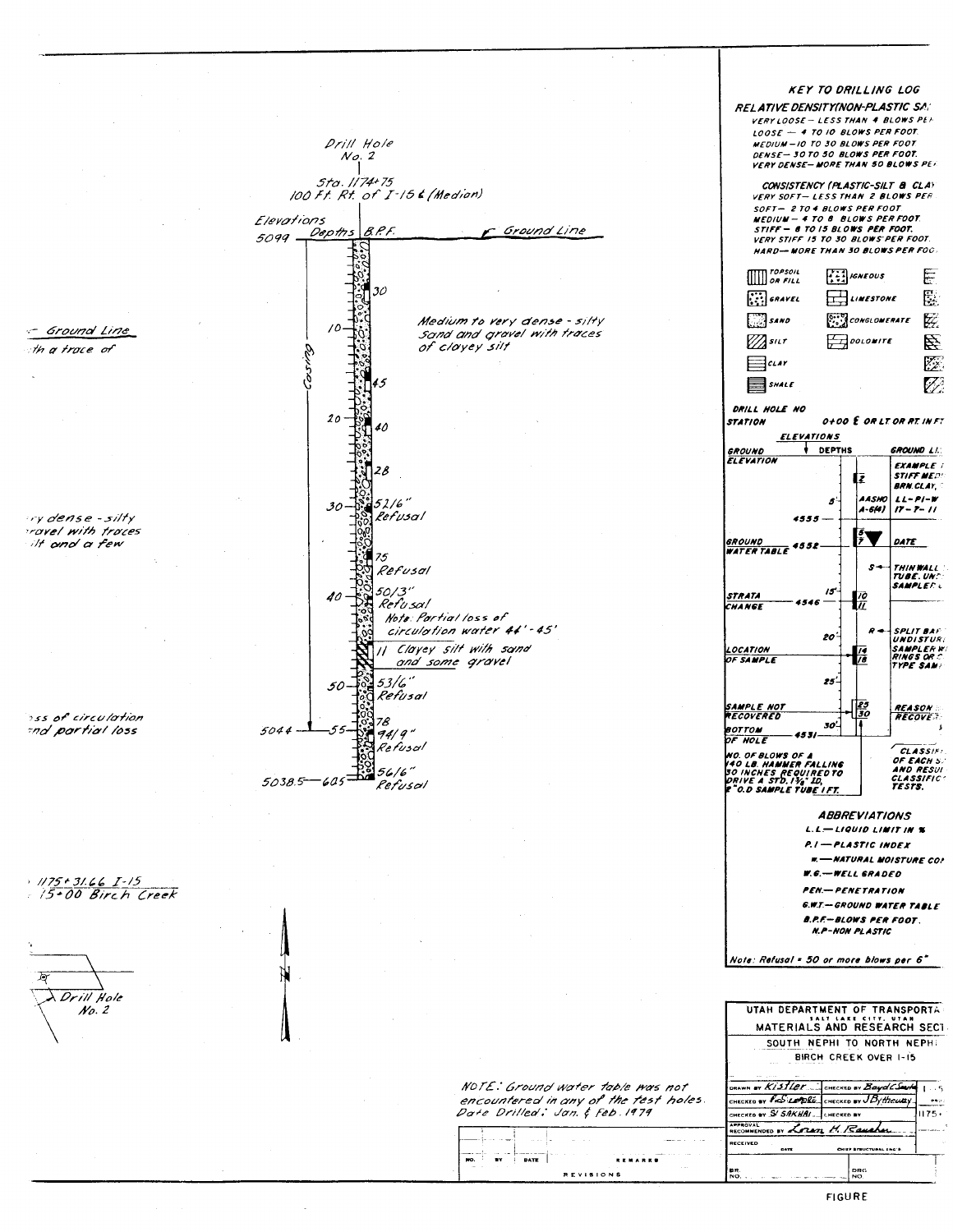## Drill Hole No. 2

Sta. 1174+75
100 Ft. Rt. of I-15 ℄ (Median)

Elevations 5099 — Depths — B.P.F. — ℄ Ground Line

| Depth | B.P.F. | Notes |
|---|---|---|
| 0–10 | 30 | Medium to very dense - silty sand and gravel with traces of clayey silt |
| 10 | 45 | |
| 20 | 40 | |
| | 28 | |
| 30 | 52/6" Refusal | |
| | 75 Refusal | |
| 40 | 50/3" Refusal | Note: Partial loss of circulation water 44'-45' |
| | 11 | Clayey silt with sand and some gravel |
| 50 | 53/6" Refusal | |
| 55 (5044) | 78 | |
| | 94/9" Refusal | |
| 60.5 (5038.5) | 56/6" Refusal | |

Casing to 55 ft (Elev. 5044)

– Ground Line
...th a trace of

...ry dense - silty ...ravel with traces ...ilt and a few

...ss of circulation ...nd partial loss

... 1175+31.66 I-15
... 15+00 Birch Creek

Drill Hole No. 2

NOTE: Ground water table was not encountered in any of the test holes.
Date Drilled: Jan. & Feb. 1979

## KEY TO DRILLING LOG

**RELATIVE DENSITY (NON-PLASTIC SA...)**

- VERY LOOSE — LESS THAN 4 BLOWS PE...
- LOOSE — 4 TO 10 BLOWS PER FOOT
- MEDIUM — 10 TO 30 BLOWS PER FOOT
- DENSE — 30 TO 50 BLOWS PER FOOT
- VERY DENSE — MORE THAN 50 BLOWS PE...

**CONSISTENCY (PLASTIC-SILT & CLAY)**

- VERY SOFT — LESS THAN 2 BLOWS PER ...
- SOFT — 2 TO 4 BLOWS PER FOOT
- MEDIUM — 4 TO 8 BLOWS PER FOOT
- STIFF — 8 TO 15 BLOWS PER FOOT
- VERY STIFF 15 TO 30 BLOWS PER FOOT
- HARD — MORE THAN 30 BLOWS PER FOO...

Legend: TOPSOIL OR FILL, GRAVEL, SAND, SILT, CLAY, SHALE, IGNEOUS, LIMESTONE, CONGLOMERATE, DOLOMITE

DRILL HOLE NO
STATION 0+00 ℄ OR LT OR RT IN FT

ELEVATIONS — DEPTHS

- GROUND ELEVATION — GROUND LI...
- EXAMPLE ... STIFF MED... BRN. CLAY, ...
- 5' — AASHO A-6(4) — LL-PI-W 17-7-11
- 4555
- GROUND WATER TABLE 4552 — DATE
- S — THIN WALL TUBE, UN... SAMPLER
- STRATA CHANGE 4546 — 15'
- R — SPLIT BAR... UNDISTUR... SAMPLER W... RINGS OR ... TYPE SAM...
- LOCATION OF SAMPLE — 20'
- 25'
- SAMPLE NOT RECOVERED — REASON ... RECOVE...
- BOTTOM OF HOLE 4531 — 30'
- NO. OF BLOWS OF A 140 LB. HAMMER FALLING 30 INCHES REQUIRED TO DRIVE A STD. 1 3/8" I.D. 2" O.D. SAMPLE TUBE 1 FT.
- CLASSIF... OF EACH S... AND RESU... CLASSIFIC... TESTS.

**ABBREVIATIONS**

- L.L. — LIQUID LIMIT IN %
- P.I. — PLASTIC INDEX
- w — NATURAL MOISTURE CO...
- W.G. — WELL GRADED
- PEN. — PENETRATION
- G.W.T. — GROUND WATER TABLE
- B.P.F. — BLOWS PER FOOT
- N.P. — NON PLASTIC

Note: Refusal = 50 or more blows per 6"

UTAH DEPARTMENT OF TRANSPORTA...
SALT LAKE CITY, UTAH
MATERIALS AND RESEARCH SECT...
SOUTH NEPHI TO NORTH NEPH...
BIRCH CREEK OVER I-15

| | | |
|---|---|---|
| DRAWN BY Kistler | CHECKED BY Boyd C. Smith | |
| CHECKED BY | CHECKED BY J. Bytheway | |
| CHECKED BY S. Sakhai | CHECKED BY | 1175+ |
| APPROVAL RECOMMENDED BY Loran M. Rausher | | |
| RECEIVED DATE | CHIEF STRUCTURAL ENG'R | |
| BR. NO. | DRG. NO. | |

| NO. | BY | DATE | REMARKS |
|---|---|---|---|
| | | | |

REVISIONS

FIGURE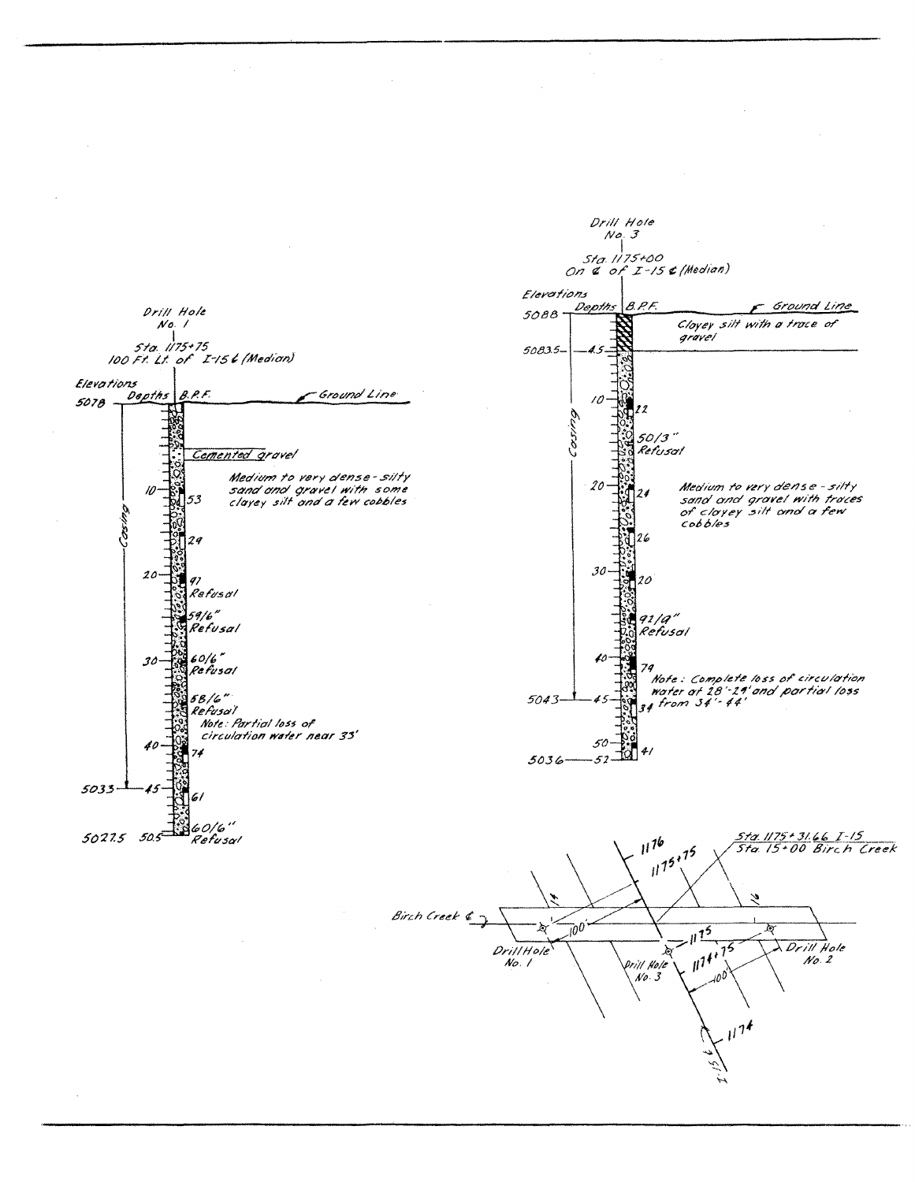Drill Hole
No. 1

Sta. 1175+75
100 Ft. Lt. of I-15 ℄ (Median)

Elevations
Depths B.P.F.

Ground Line

5078

Cemented gravel

Medium to very dense - silty sand and gravel with some clayey silt and a few cobbles

10 — 53

29

20 — 97
Refusal

59/6"
Refusal

30 — 60/6"
Refusal

58/6"
Refusal

Note: Partial loss of circulation water near 33'

40 — 74

Casing

5033 — 45 — 61

5027.5 50.5 — 60/6"
Refusal

Drill Hole
No. 3

Sta. 1175+00
On ℄ of I-15 ℄ (Median)

Elevations
Depths B.P.F.

Ground Line

5088

Clayey silt with a trace of gravel

5083.5 — 4.5

10 — 22

50/3"
Refusal

20 — 24

Medium to very dense - silty sand and gravel with traces of clayey silt and a few cobbles

26

30 — 20

91/9"
Refusal

40 — 79

Note: Complete loss of circulation water at 28'-29' and partial loss from 34'-44'

Casing

5043 — 45 — 34

50

5036 — 52 — 41

Sta. 1175+31.66 I-15
Sta. 15+00 Birch Creek

1176
1175+75
1175
1174+75
1174

Birch Creek ℄

100'
100'

Drill Hole No. 1
Drill Hole No. 3
Drill Hole No. 2

I-15 ℄